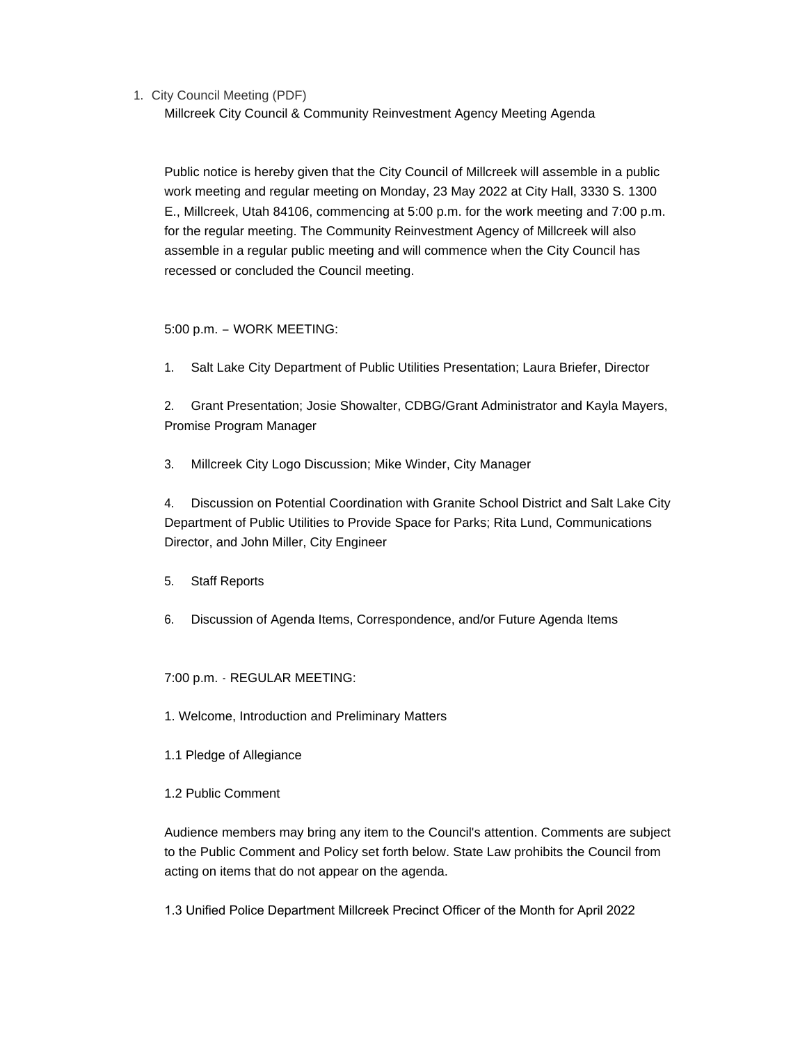1. City Council Meeting (PDF)

Millcreek City Council & Community Reinvestment Agency Meeting Agenda

Public notice is hereby given that the City Council of Millcreek will assemble in a public work meeting and regular meeting on Monday, 23 May 2022 at City Hall, 3330 S. 1300 E., Millcreek, Utah 84106, commencing at 5:00 p.m. for the work meeting and 7:00 p.m. for the regular meeting. The Community Reinvestment Agency of Millcreek will also assemble in a regular public meeting and will commence when the City Council has recessed or concluded the Council meeting.

5:00 p.m. – WORK MEETING:

1. Salt Lake City Department of Public Utilities Presentation; Laura Briefer, Director

2. Grant Presentation; Josie Showalter, CDBG/Grant Administrator and Kayla Mayers, Promise Program Manager

3. Millcreek City Logo Discussion; Mike Winder, City Manager

4. Discussion on Potential Coordination with Granite School District and Salt Lake City Department of Public Utilities to Provide Space for Parks; Rita Lund, Communications Director, and John Miller, City Engineer

5. Staff Reports

6. Discussion of Agenda Items, Correspondence, and/or Future Agenda Items

7:00 p.m. - REGULAR MEETING:

1. Welcome, Introduction and Preliminary Matters

1.1 Pledge of Allegiance

1.2 Public Comment

Audience members may bring any item to the Council's attention. Comments are subject to the Public Comment and Policy set forth below. State Law prohibits the Council from acting on items that do not appear on the agenda.

1.3 Unified Police Department Millcreek Precinct Officer of the Month for April 2022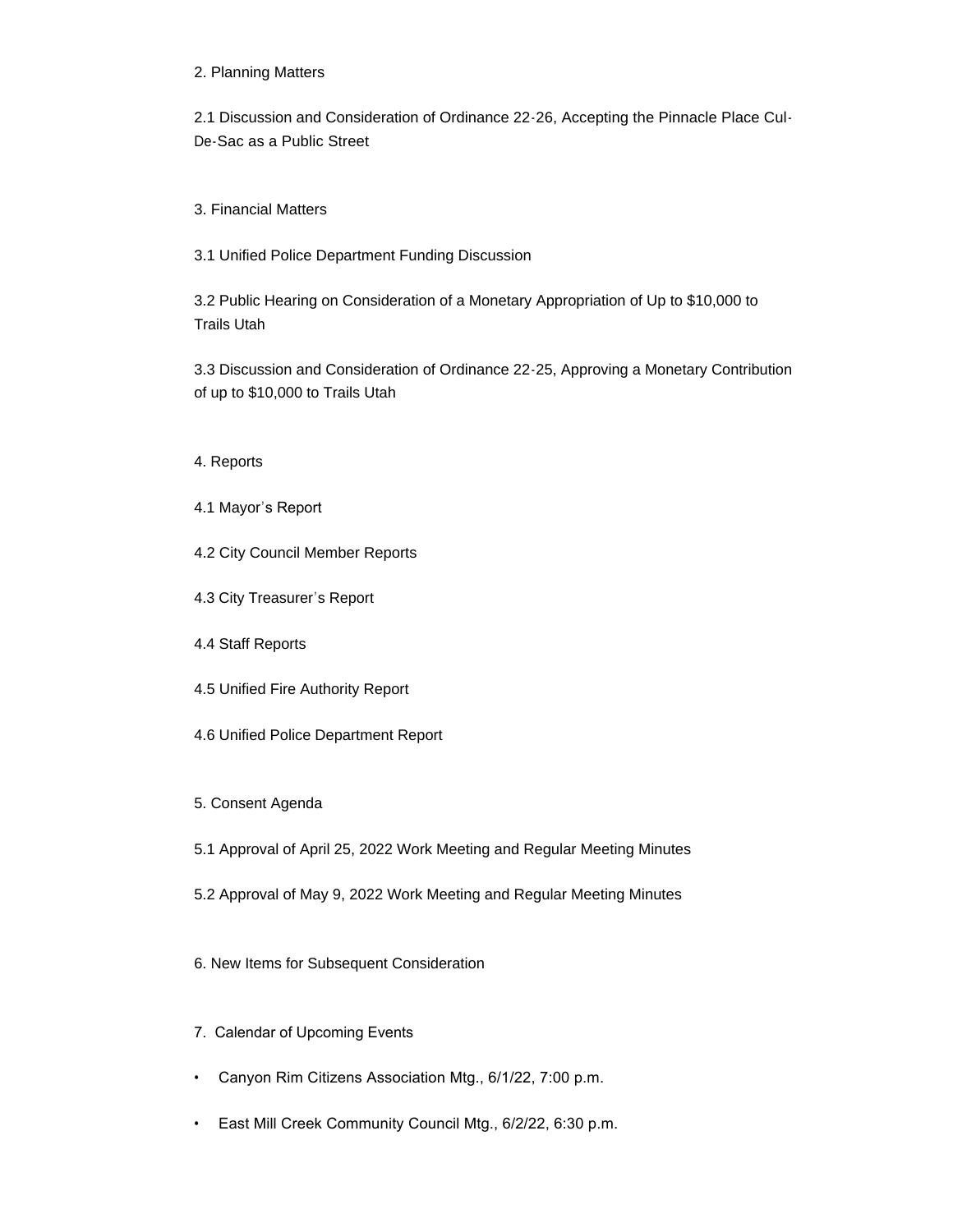2. Planning Matters

2.1 Discussion and Consideration of Ordinance 22-26, Accepting the Pinnacle Place Cul-De-Sac as a Public Street

3. Financial Matters

3.1 Unified Police Department Funding Discussion

3.2 Public Hearing on Consideration of a Monetary Appropriation of Up to $10,000 to Trails Utah

3.3 Discussion and Consideration of Ordinance 22-25, Approving a Monetary Contribution of up to $10,000 to Trails Utah

4. Reports

4.1 Mayor's Report

4.2 City Council Member Reports

4.3 City Treasurer's Report

4.4 Staff Reports

4.5 Unified Fire Authority Report

4.6 Unified Police Department Report

5. Consent Agenda

5.1 Approval of April 25, 2022 Work Meeting and Regular Meeting Minutes

5.2 Approval of May 9, 2022 Work Meeting and Regular Meeting Minutes

6. New Items for Subsequent Consideration

7. Calendar of Upcoming Events

- Canyon Rim Citizens Association Mtg., 6/1/22, 7:00 p.m.
- East Mill Creek Community Council Mtg., 6/2/22, 6:30 p.m.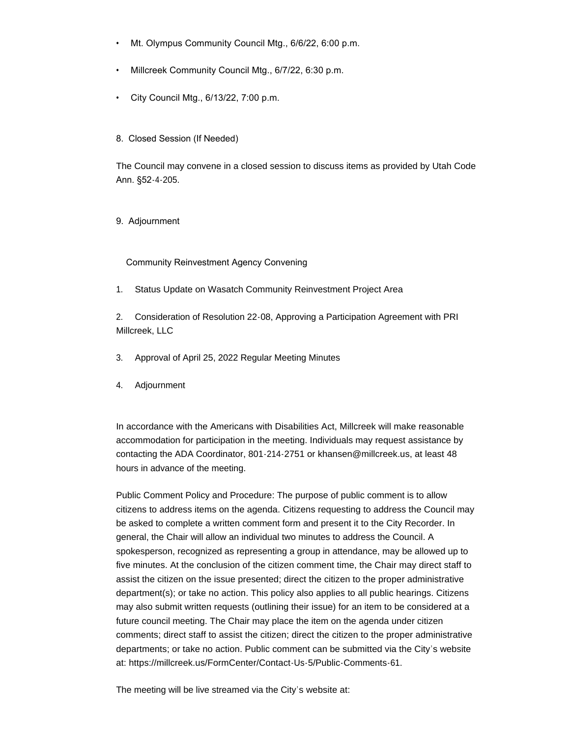- Mt. Olympus Community Council Mtg., 6/6/22, 6:00 p.m.
- Millcreek Community Council Mtg., 6/7/22, 6:30 p.m.
- City Council Mtg., 6/13/22, 7:00 p.m.

8. Closed Session (If Needed)

The Council may convene in a closed session to discuss items as provided by Utah Code Ann. §52-4-205.

9. Adjournment

Community Reinvestment Agency Convening

1. Status Update on Wasatch Community Reinvestment Project Area

2. Consideration of Resolution 22-08, Approving a Participation Agreement with PRI Millcreek, LLC

3. Approval of April 25, 2022 Regular Meeting Minutes

4. Adjournment

In accordance with the Americans with Disabilities Act, Millcreek will make reasonable accommodation for participation in the meeting. Individuals may request assistance by contacting the ADA Coordinator, 801-214-2751 or khansen@millcreek.us, at least 48 hours in advance of the meeting.

Public Comment Policy and Procedure: The purpose of public comment is to allow citizens to address items on the agenda. Citizens requesting to address the Council may be asked to complete a written comment form and present it to the City Recorder. In general, the Chair will allow an individual two minutes to address the Council. A spokesperson, recognized as representing a group in attendance, may be allowed up to five minutes. At the conclusion of the citizen comment time, the Chair may direct staff to assist the citizen on the issue presented; direct the citizen to the proper administrative department(s); or take no action. This policy also applies to all public hearings. Citizens may also submit written requests (outlining their issue) for an item to be considered at a future council meeting. The Chair may place the item on the agenda under citizen comments; direct staff to assist the citizen; direct the citizen to the proper administrative departments; or take no action. Public comment can be submitted via the City's website at: https://millcreek.us/FormCenter/Contact-Us-5/Public-Comments-61.

The meeting will be live streamed via the City's website at: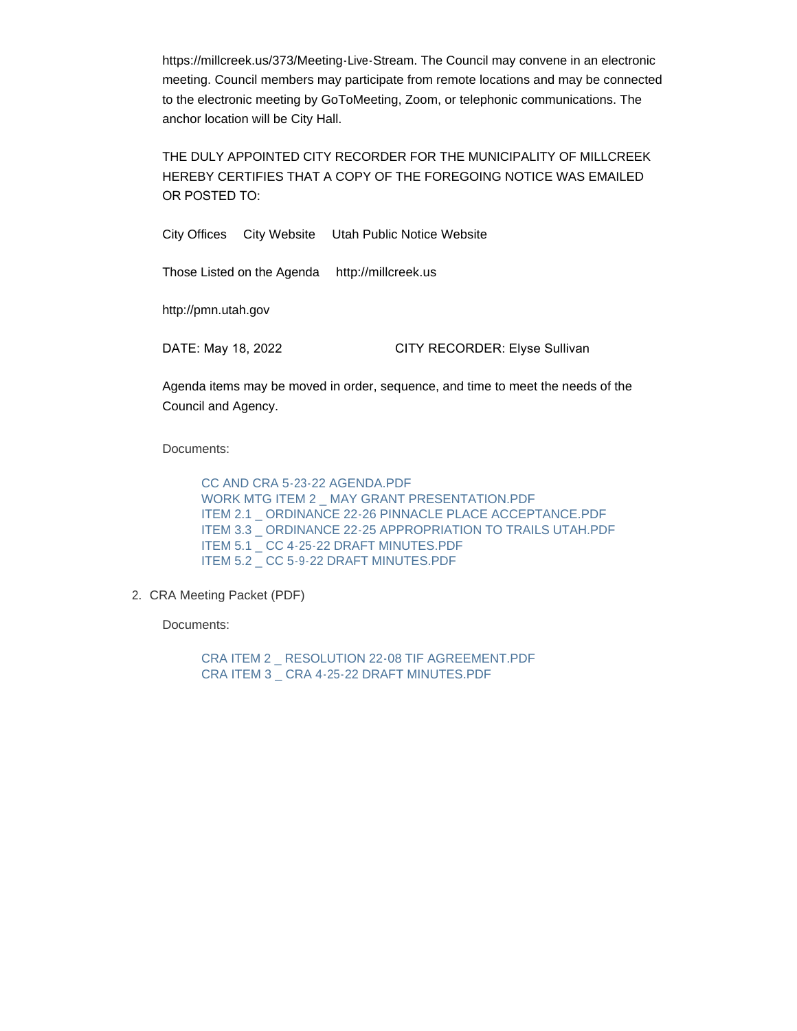https://millcreek.us/373/Meeting-Live-Stream. The Council may convene in an electronic meeting. Council members may participate from remote locations and may be connected to the electronic meeting by GoToMeeting, Zoom, or telephonic communications. The anchor location will be City Hall.

THE DULY APPOINTED CITY RECORDER FOR THE MUNICIPALITY OF MILLCREEK HEREBY CERTIFIES THAT A COPY OF THE FOREGOING NOTICE WAS EMAILED OR POSTED TO:

City Offices     City Website     Utah Public Notice Website

Those Listed on the Agenda     http://millcreek.us

http://pmn.utah.gov

DATE: May 18, 2022                    CITY RECORDER: Elyse Sullivan

Agenda items may be moved in order, sequence, and time to meet the needs of the Council and Agency.

Documents:

- CC AND CRA 5-23-22 AGENDA.PDF
- WORK MTG ITEM 2 _ MAY GRANT PRESENTATION.PDF
- ITEM 2.1 _ ORDINANCE 22-26 PINNACLE PLACE ACCEPTANCE.PDF
- ITEM 3.3 _ ORDINANCE 22-25 APPROPRIATION TO TRAILS UTAH.PDF
- ITEM 5.1 _ CC 4-25-22 DRAFT MINUTES.PDF
- ITEM 5.2 _ CC 5-9-22 DRAFT MINUTES.PDF

2. CRA Meeting Packet (PDF)

   Documents:

   - CRA ITEM 2 _ RESOLUTION 22-08 TIF AGREEMENT.PDF
   - CRA ITEM 3 _ CRA 4-25-22 DRAFT MINUTES.PDF